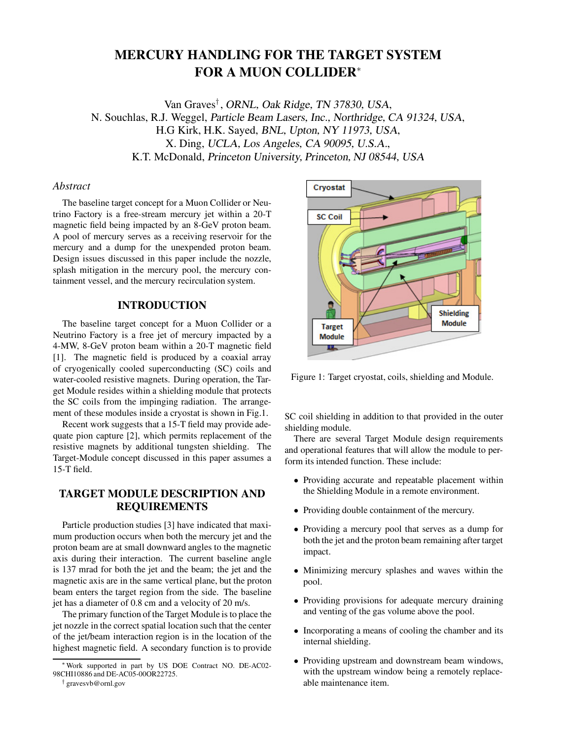# MERCURY HANDLING FOR THE TARGET SYSTEM FOR A MUON COLLIDER*

Van Graves†, *ORNL, Oak Ridge, TN 37830, USA*,
N. Souchlas, R.J. Weggel, *Particle Beam Lasers, Inc., Northridge, CA 91324, USA*,
H.G Kirk, H.K. Sayed, *BNL, Upton, NY 11973, USA*,
X. Ding, *UCLA, Los Angeles, CA 90095, U.S.A.*,
K.T. McDonald, *Princeton University, Princeton, NJ 08544, USA*

## *Abstract*

The baseline target concept for a Muon Collider or Neutrino Factory is a free-stream mercury jet within a 20-T magnetic field being impacted by an 8-GeV proton beam. A pool of mercury serves as a receiving reservoir for the mercury and a dump for the unexpended proton beam. Design issues discussed in this paper include the nozzle, splash mitigation in the mercury pool, the mercury containment vessel, and the mercury recirculation system.

## INTRODUCTION

The baseline target concept for a Muon Collider or a Neutrino Factory is a free jet of mercury impacted by a 4-MW, 8-GeV proton beam within a 20-T magnetic field [1]. The magnetic field is produced by a coaxial array of cryogenically cooled superconducting (SC) coils and water-cooled resistive magnets. During operation, the Target Module resides within a shielding module that protects the SC coils from the impinging radiation. The arrangement of these modules inside a cryostat is shown in Fig.1.

Recent work suggests that a 15-T field may provide adequate pion capture [2], which permits replacement of the resistive magnets by additional tungsten shielding. The Target-Module concept discussed in this paper assumes a 15-T field.

## TARGET MODULE DESCRIPTION AND REQUIREMENTS

Particle production studies [3] have indicated that maximum production occurs when both the mercury jet and the proton beam are at small downward angles to the magnetic axis during their interaction. The current baseline angle is 137 mrad for both the jet and the beam; the jet and the magnetic axis are in the same vertical plane, but the proton beam enters the target region from the side. The baseline jet has a diameter of 0.8 cm and a velocity of 20 m/s.

The primary function of the Target Module is to place the jet nozzle in the correct spatial location such that the center of the jet/beam interaction region is in the location of the highest magnetic field. A secondary function is to provide SC coil shielding in addition to that provided in the outer shielding module.

Figure 1: Target cryostat, coils, shielding and Module.

There are several Target Module design requirements and operational features that will allow the module to perform its intended function. These include:

- Providing accurate and repeatable placement within the Shielding Module in a remote environment.
- Providing double containment of the mercury.
- Providing a mercury pool that serves as a dump for both the jet and the proton beam remaining after target impact.
- Minimizing mercury splashes and waves within the pool.
- Providing provisions for adequate mercury draining and venting of the gas volume above the pool.
- Incorporating a means of cooling the chamber and its internal shielding.
- Providing upstream and downstream beam windows, with the upstream window being a remotely replaceable maintenance item.

---

* Work supported in part by US DOE Contract NO. DE-AC02-98CHI10886 and DE-AC05-00OR22725.

† gravesvb@ornl.gov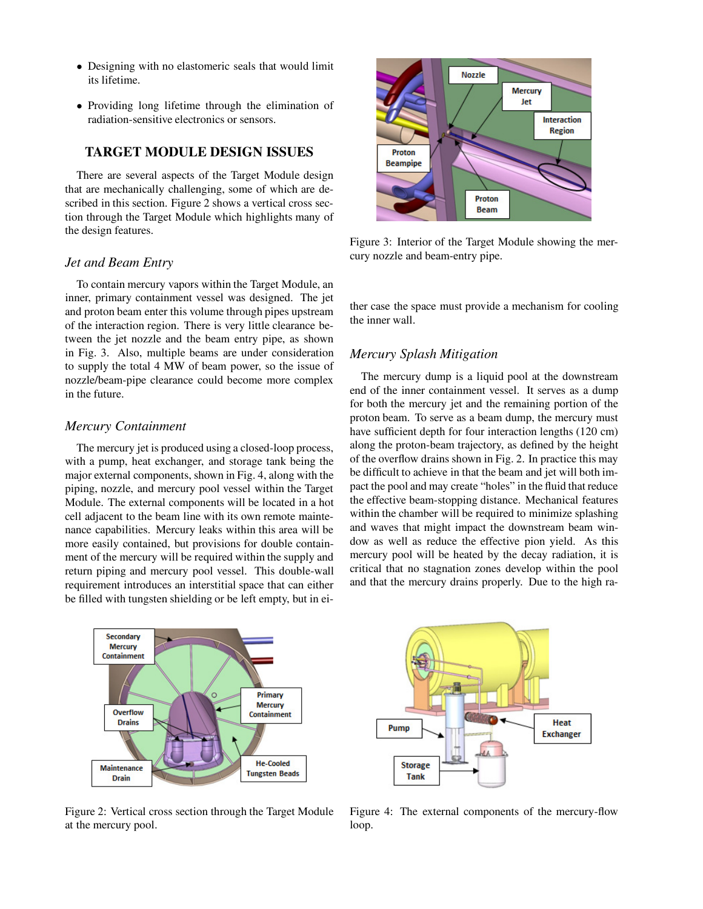- Designing with no elastomeric seals that would limit its lifetime.
- Providing long lifetime through the elimination of radiation-sensitive electronics or sensors.

## TARGET MODULE DESIGN ISSUES

There are several aspects of the Target Module design that are mechanically challenging, some of which are described in this section. Figure 2 shows a vertical cross section through the Target Module which highlights many of the design features.

### *Jet and Beam Entry*

To contain mercury vapors within the Target Module, an inner, primary containment vessel was designed. The jet and proton beam enter this volume through pipes upstream of the interaction region. There is very little clearance between the jet nozzle and the beam entry pipe, as shown in Fig. 3. Also, multiple beams are under consideration to supply the total 4 MW of beam power, so the issue of nozzle/beam-pipe clearance could become more complex in the future.

### *Mercury Containment*

The mercury jet is produced using a closed-loop process, with a pump, heat exchanger, and storage tank being the major external components, shown in Fig. 4, along with the piping, nozzle, and mercury pool vessel within the Target Module. The external components will be located in a hot cell adjacent to the beam line with its own remote maintenance capabilities. Mercury leaks within this area will be more easily contained, but provisions for double containment of the mercury will be required within the supply and return piping and mercury pool vessel. This double-wall requirement introduces an interstitial space that can either be filled with tungsten shielding or be left empty, but in either case the space must provide a mechanism for cooling the inner wall.

Figure 3: Interior of the Target Module showing the mercury nozzle and beam-entry pipe.

### *Mercury Splash Mitigation*

The mercury dump is a liquid pool at the downstream end of the inner containment vessel. It serves as a dump for both the mercury jet and the remaining portion of the proton beam. To serve as a beam dump, the mercury must have sufficient depth for four interaction lengths (120 cm) along the proton-beam trajectory, as defined by the height of the overflow drains shown in Fig. 2. In practice this may be difficult to achieve in that the beam and jet will both impact the pool and may create "holes" in the fluid that reduce the effective beam-stopping distance. Mechanical features within the chamber will be required to minimize splashing and waves that might impact the downstream beam window as well as reduce the effective pion yield. As this mercury pool will be heated by the decay radiation, it is critical that no stagnation zones develop within the pool and that the mercury drains properly. Due to the high ra-

Figure 2: Vertical cross section through the Target Module at the mercury pool.

Figure 4: The external components of the mercury-flow loop.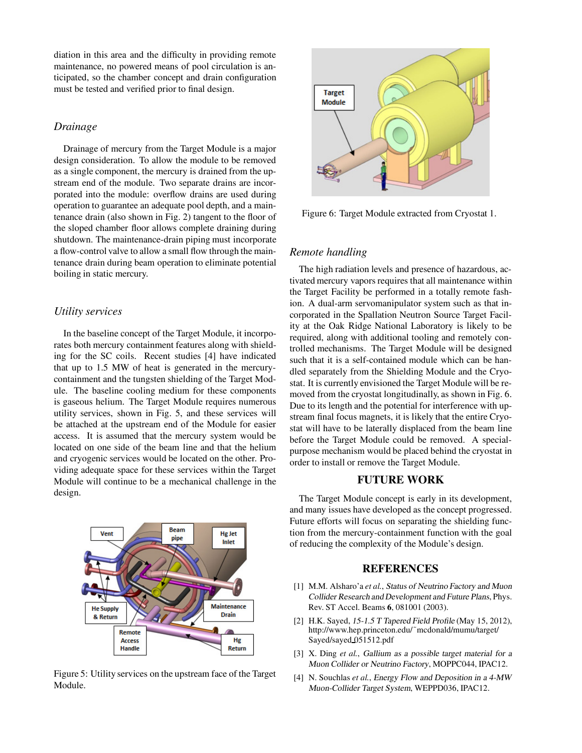diation in this area and the difficulty in providing remote maintenance, no powered means of pool circulation is anticipated, so the chamber concept and drain configuration must be tested and verified prior to final design.

### *Drainage*

Drainage of mercury from the Target Module is a major design consideration. To allow the module to be removed as a single component, the mercury is drained from the upstream end of the module. Two separate drains are incorporated into the module: overflow drains are used during operation to guarantee an adequate pool depth, and a maintenance drain (also shown in Fig. 2) tangent to the floor of the sloped chamber floor allows complete draining during shutdown. The maintenance-drain piping must incorporate a flow-control valve to allow a small flow through the maintenance drain during beam operation to eliminate potential boiling in static mercury.

### *Utility services*

In the baseline concept of the Target Module, it incorporates both mercury containment features along with shielding for the SC coils. Recent studies [4] have indicated that up to 1.5 MW of heat is generated in the mercury-containment and the tungsten shielding of the Target Module. The baseline cooling medium for these components is gaseous helium. The Target Module requires numerous utility services, shown in Fig. 5, and these services will be attached at the upstream end of the Module for easier access. It is assumed that the mercury system would be located on one side of the beam line and that the helium and cryogenic services would be located on the other. Providing adequate space for these services within the Target Module will continue to be a mechanical challenge in the design.

Vent
Beam pipe
Hg Jet Inlet
He Supply & Return
Maintenance Drain
Remote Access Handle
Hg Return

Figure 5: Utility services on the upstream face of the Target Module.

Target Module

Figure 6: Target Module extracted from Cryostat 1.

### *Remote handling*

The high radiation levels and presence of hazardous, activated mercury vapors requires that all maintenance within the Target Facility be performed in a totally remote fashion. A dual-arm servomanipulator system such as that incorporated in the Spallation Neutron Source Target Facility at the Oak Ridge National Laboratory is likely to be required, along with additional tooling and remotely controlled mechanisms. The Target Module will be designed such that it is a self-contained module which can be handled separately from the Shielding Module and the Cryostat. It is currently envisioned the Target Module will be removed from the cryostat longitudinally, as shown in Fig. 6. Due to its length and the potential for interference with upstream final focus magnets, it is likely that the entire Cryostat will have to be laterally displaced from the beam line before the Target Module could be removed. A special-purpose mechanism would be placed behind the cryostat in order to install or remove the Target Module.

## FUTURE WORK

The Target Module concept is early in its development, and many issues have developed as the concept progressed. Future efforts will focus on separating the shielding function from the mercury-containment function with the goal of reducing the complexity of the Module's design.

## REFERENCES

[1] M.M. Alsharo'a *et al.*, *Status of Neutrino Factory and Muon Collider Research and Development and Future Plans*, Phys. Rev. ST Accel. Beams **6**, 081001 (2003).

[2] H.K. Sayed, *15-1.5 T Tapered Field Profile* (May 15, 2012), http://www.hep.princeton.edu/~mcdonald/mumu/target/Sayed/sayed_051512.pdf

[3] X. Ding *et al.*, *Gallium as a possible target material for a Muon Collider or Neutrino Factory*, MOPPC044, IPAC12.

[4] N. Souchlas *et al.*, *Energy Flow and Deposition in a 4-MW Muon-Collider Target System*, WEPPD036, IPAC12.